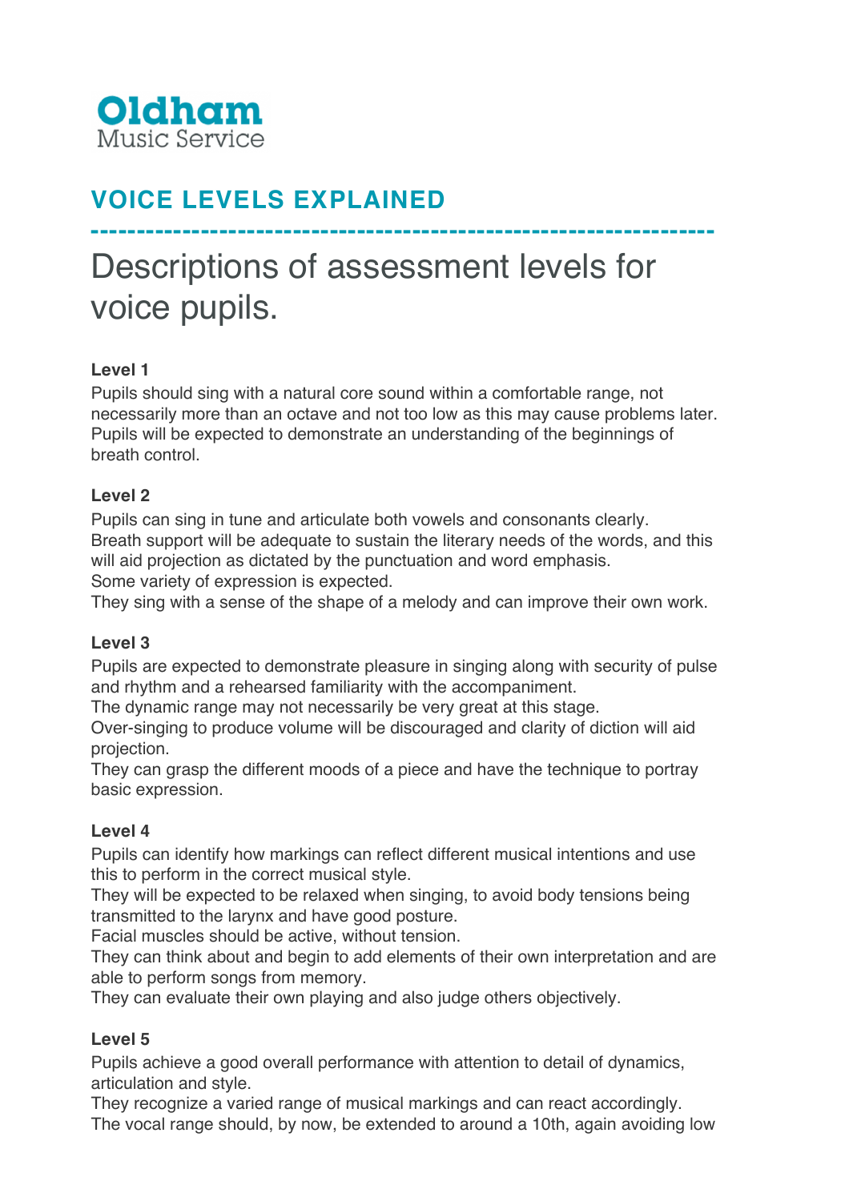Oldham
Music Service

# VOICE LEVELS EXPLAINED

----------------------------------------------------------------

## Descriptions of assessment levels for voice pupils.

**Level 1**
Pupils should sing with a natural core sound within a comfortable range, not necessarily more than an octave and not too low as this may cause problems later. Pupils will be expected to demonstrate an understanding of the beginnings of breath control.

**Level 2**
Pupils can sing in tune and articulate both vowels and consonants clearly.
Breath support will be adequate to sustain the literary needs of the words, and this will aid projection as dictated by the punctuation and word emphasis.
Some variety of expression is expected.
They sing with a sense of the shape of a melody and can improve their own work.

**Level 3**
Pupils are expected to demonstrate pleasure in singing along with security of pulse and rhythm and a rehearsed familiarity with the accompaniment.
The dynamic range may not necessarily be very great at this stage.
Over-singing to produce volume will be discouraged and clarity of diction will aid projection.
They can grasp the different moods of a piece and have the technique to portray basic expression.

**Level 4**
Pupils can identify how markings can reflect different musical intentions and use this to perform in the correct musical style.
They will be expected to be relaxed when singing, to avoid body tensions being transmitted to the larynx and have good posture.
Facial muscles should be active, without tension.
They can think about and begin to add elements of their own interpretation and are able to perform songs from memory.
They can evaluate their own playing and also judge others objectively.

**Level 5**
Pupils achieve a good overall performance with attention to detail of dynamics, articulation and style.
They recognize a varied range of musical markings and can react accordingly.
The vocal range should, by now, be extended to around a 10th, again avoiding low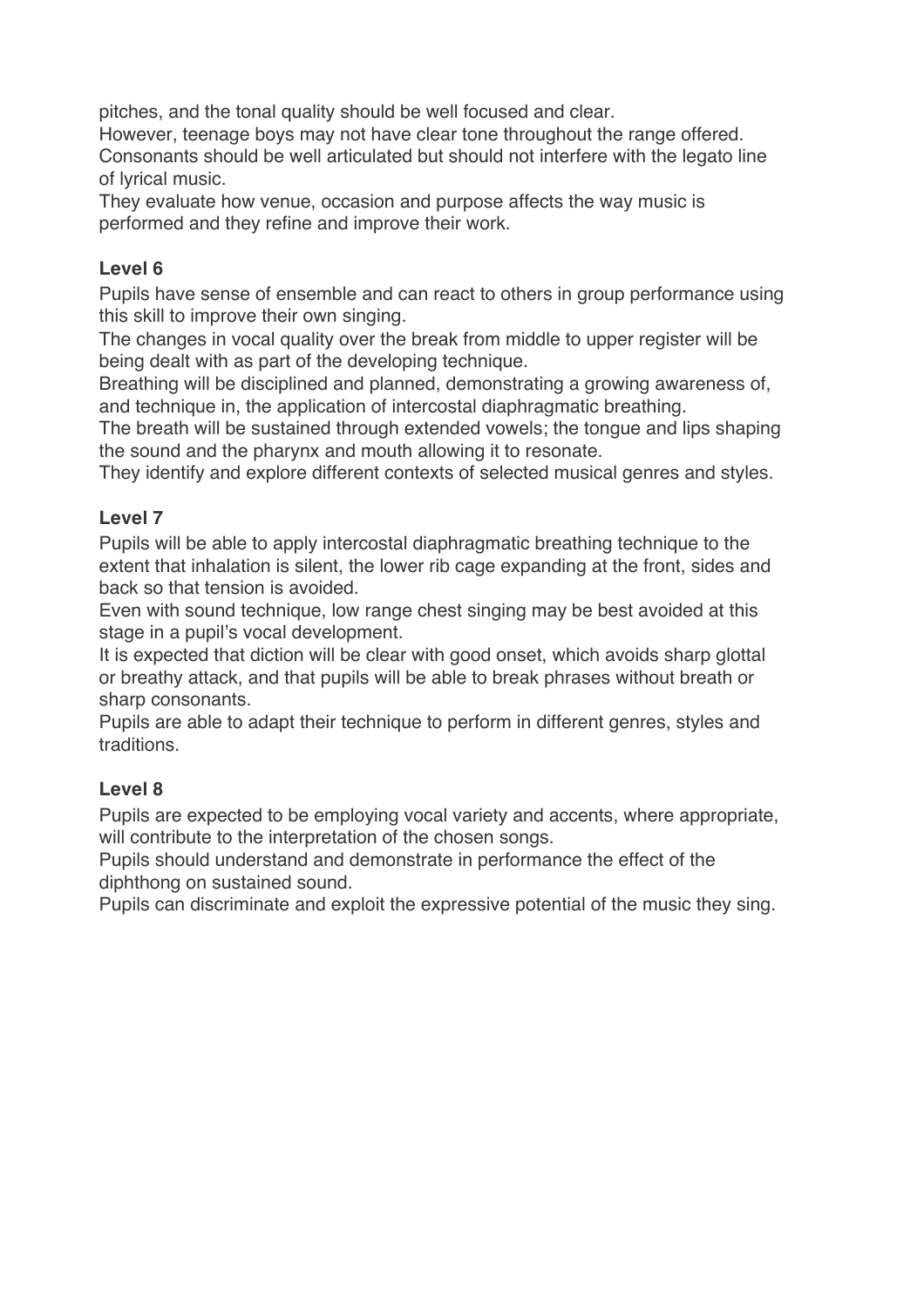pitches, and the tonal quality should be well focused and clear.
However, teenage boys may not have clear tone throughout the range offered.
Consonants should be well articulated but should not interfere with the legato line of lyrical music.
They evaluate how venue, occasion and purpose affects the way music is performed and they refine and improve their work.

### Level 6

Pupils have sense of ensemble and can react to others in group performance using this skill to improve their own singing.
The changes in vocal quality over the break from middle to upper register will be being dealt with as part of the developing technique.
Breathing will be disciplined and planned, demonstrating a growing awareness of, and technique in, the application of intercostal diaphragmatic breathing.
The breath will be sustained through extended vowels; the tongue and lips shaping the sound and the pharynx and mouth allowing it to resonate.
They identify and explore different contexts of selected musical genres and styles.

### Level 7

Pupils will be able to apply intercostal diaphragmatic breathing technique to the extent that inhalation is silent, the lower rib cage expanding at the front, sides and back so that tension is avoided.
Even with sound technique, low range chest singing may be best avoided at this stage in a pupil's vocal development.
It is expected that diction will be clear with good onset, which avoids sharp glottal or breathy attack, and that pupils will be able to break phrases without breath or sharp consonants.
Pupils are able to adapt their technique to perform in different genres, styles and traditions.

### Level 8

Pupils are expected to be employing vocal variety and accents, where appropriate, will contribute to the interpretation of the chosen songs.
Pupils should understand and demonstrate in performance the effect of the diphthong on sustained sound.
Pupils can discriminate and exploit the expressive potential of the music they sing.